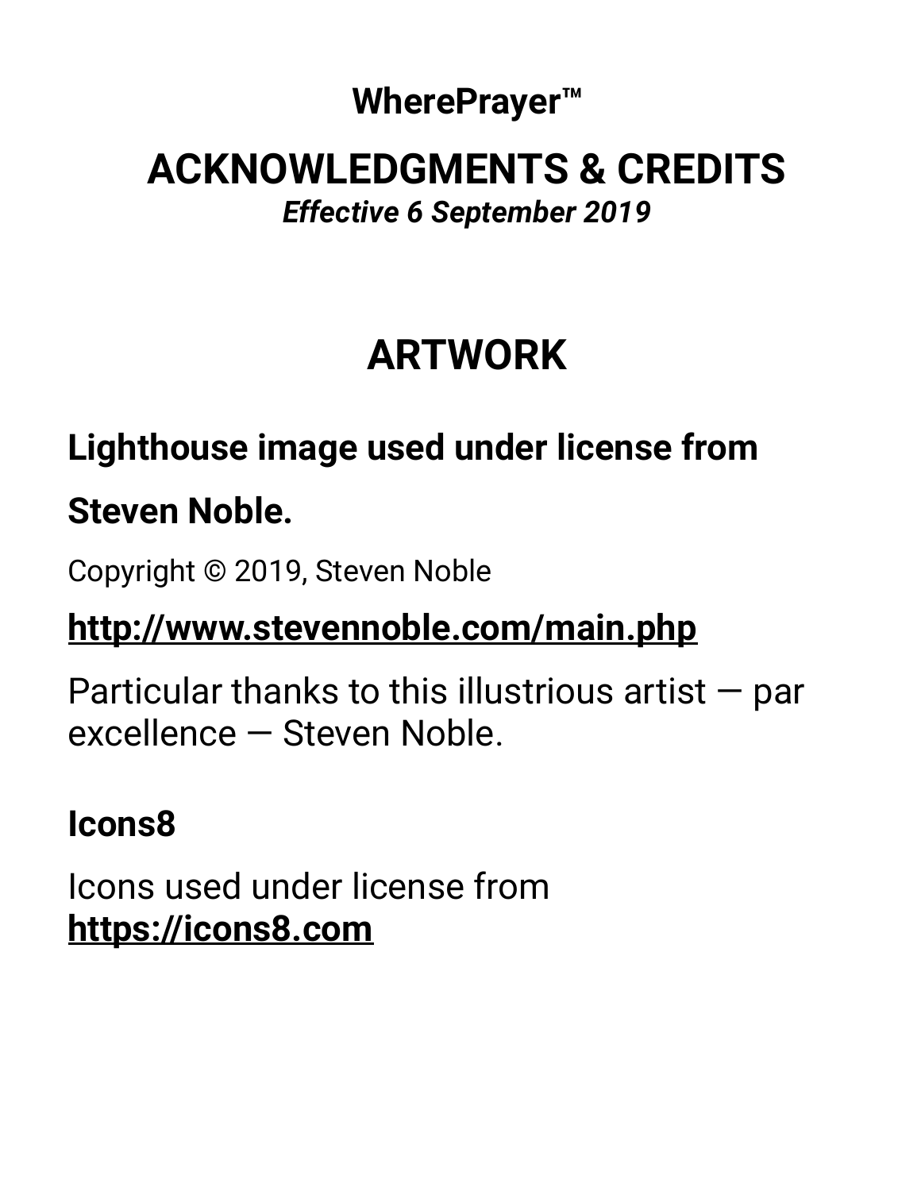**WherePrayer™**

# ACKNOWLEDGMENTS & CREDITS

***Effective 6 September 2019***

## ARTWORK

### Lighthouse image used under license from Steven Noble.

Copyright © 2019, Steven Noble

**http://www.stevennoble.com/main.php**

Particular thanks to this illustrious artist — par excellence — Steven Noble.

### Icons8

Icons used under license from **https://icons8.com**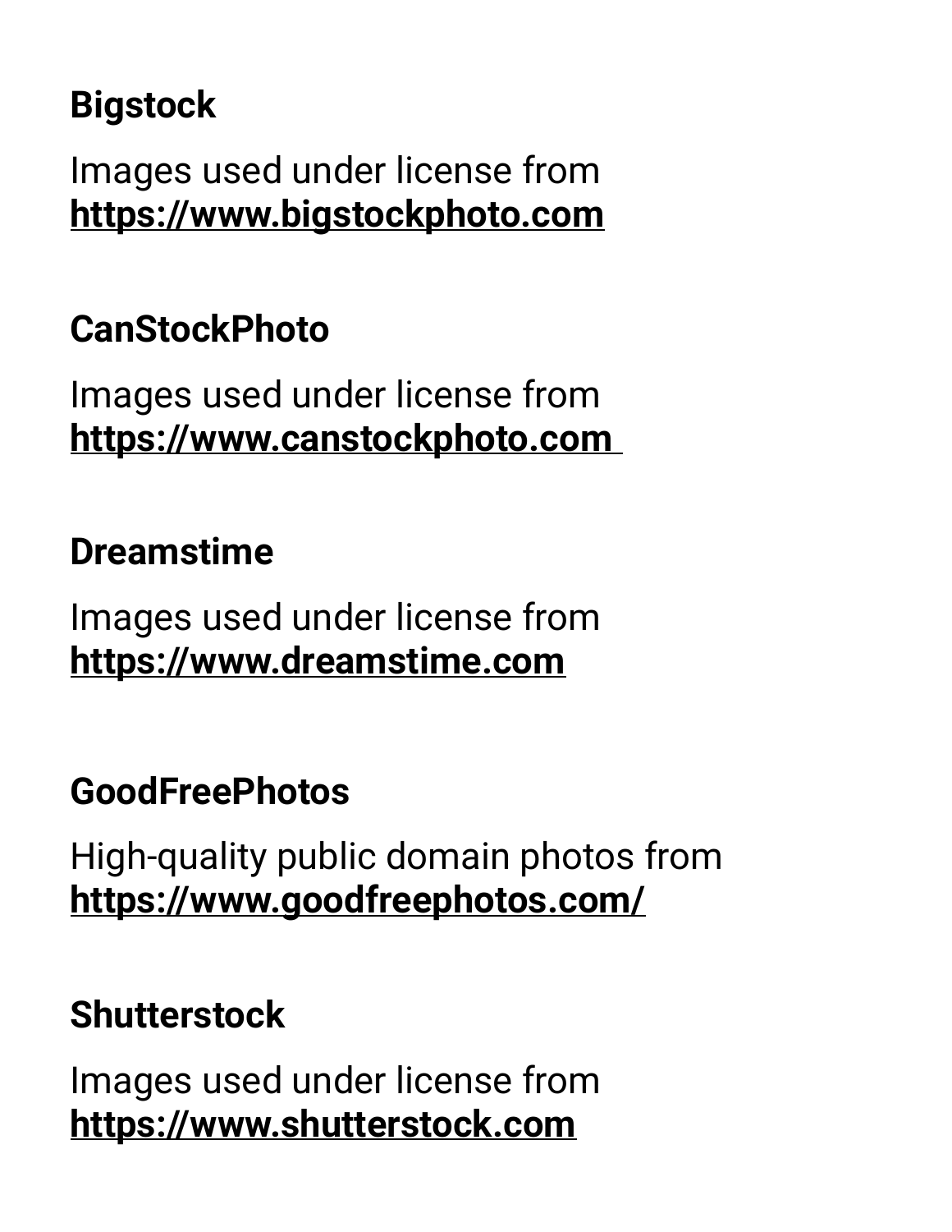**Bigstock**

Images used under license from
**https://www.bigstockphoto.com**

**CanStockPhoto**

Images used under license from
**https://www.canstockphoto.com**

**Dreamstime**

Images used under license from
**https://www.dreamstime.com**

**GoodFreePhotos**

High-quality public domain photos from
**https://www.goodfreephotos.com/**

**Shutterstock**

Images used under license from
**https://www.shutterstock.com**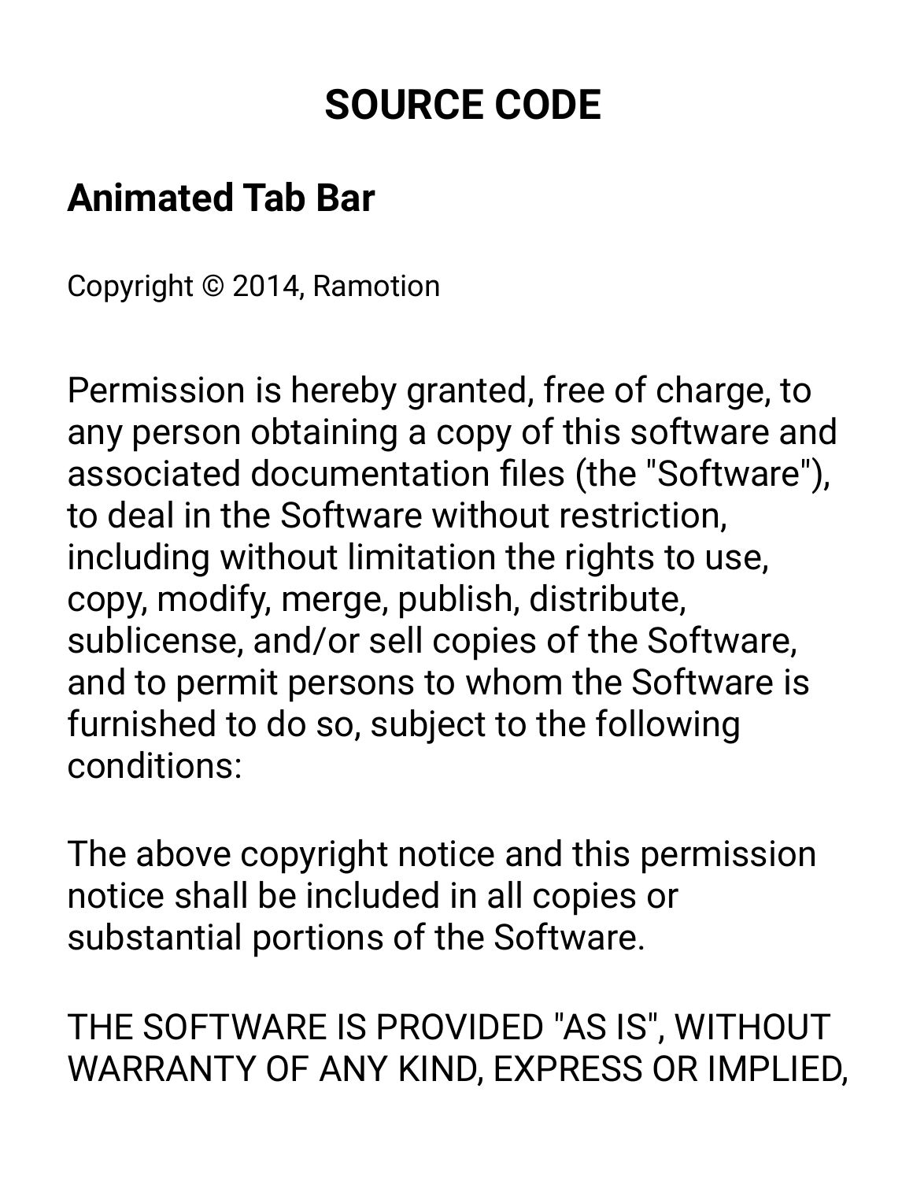# SOURCE CODE

## Animated Tab Bar

Copyright © 2014, Ramotion

Permission is hereby granted, free of charge, to any person obtaining a copy of this software and associated documentation files (the "Software"), to deal in the Software without restriction, including without limitation the rights to use, copy, modify, merge, publish, distribute, sublicense, and/or sell copies of the Software, and to permit persons to whom the Software is furnished to do so, subject to the following conditions:

The above copyright notice and this permission notice shall be included in all copies or substantial portions of the Software.

THE SOFTWARE IS PROVIDED "AS IS", WITHOUT WARRANTY OF ANY KIND, EXPRESS OR IMPLIED,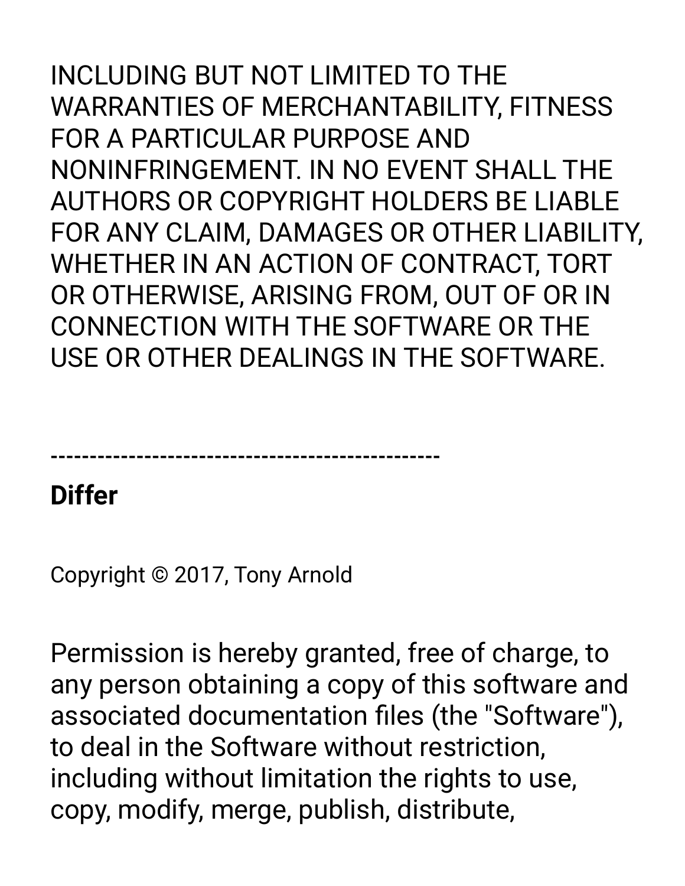INCLUDING BUT NOT LIMITED TO THE WARRANTIES OF MERCHANTABILITY, FITNESS FOR A PARTICULAR PURPOSE AND NONINFRINGEMENT. IN NO EVENT SHALL THE AUTHORS OR COPYRIGHT HOLDERS BE LIABLE FOR ANY CLAIM, DAMAGES OR OTHER LIABILITY, WHETHER IN AN ACTION OF CONTRACT, TORT OR OTHERWISE, ARISING FROM, OUT OF OR IN CONNECTION WITH THE SOFTWARE OR THE USE OR OTHER DEALINGS IN THE SOFTWARE.

\-------------------------------------------------

**Differ**

Copyright © 2017, Tony Arnold

Permission is hereby granted, free of charge, to any person obtaining a copy of this software and associated documentation files (the "Software"), to deal in the Software without restriction, including without limitation the rights to use, copy, modify, merge, publish, distribute,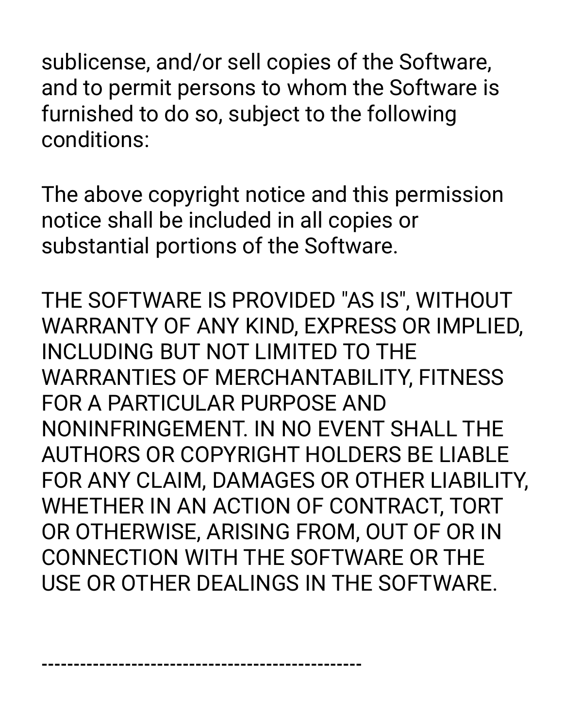sublicense, and/or sell copies of the Software, and to permit persons to whom the Software is furnished to do so, subject to the following conditions:

The above copyright notice and this permission notice shall be included in all copies or substantial portions of the Software.

THE SOFTWARE IS PROVIDED "AS IS", WITHOUT WARRANTY OF ANY KIND, EXPRESS OR IMPLIED, INCLUDING BUT NOT LIMITED TO THE WARRANTIES OF MERCHANTABILITY, FITNESS FOR A PARTICULAR PURPOSE AND NONINFRINGEMENT. IN NO EVENT SHALL THE AUTHORS OR COPYRIGHT HOLDERS BE LIABLE FOR ANY CLAIM, DAMAGES OR OTHER LIABILITY, WHETHER IN AN ACTION OF CONTRACT, TORT OR OTHERWISE, ARISING FROM, OUT OF OR IN CONNECTION WITH THE SOFTWARE OR THE USE OR OTHER DEALINGS IN THE SOFTWARE.

-----------------------------------------------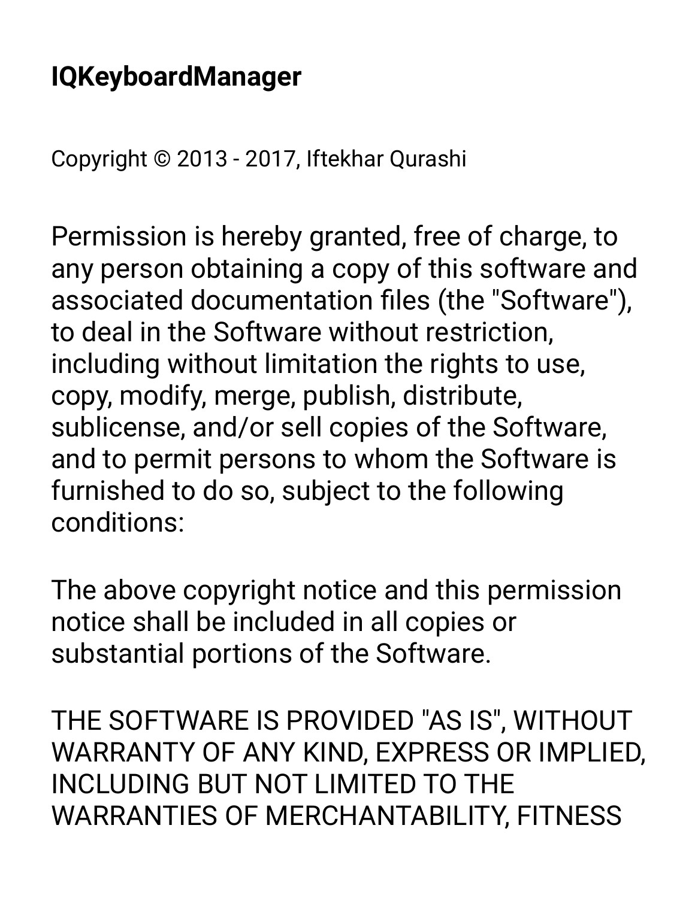## IQKeyboardManager

Copyright © 2013 - 2017, Iftekhar Qurashi

Permission is hereby granted, free of charge, to any person obtaining a copy of this software and associated documentation files (the "Software"), to deal in the Software without restriction, including without limitation the rights to use, copy, modify, merge, publish, distribute, sublicense, and/or sell copies of the Software, and to permit persons to whom the Software is furnished to do so, subject to the following conditions:

The above copyright notice and this permission notice shall be included in all copies or substantial portions of the Software.

THE SOFTWARE IS PROVIDED "AS IS", WITHOUT WARRANTY OF ANY KIND, EXPRESS OR IMPLIED, INCLUDING BUT NOT LIMITED TO THE WARRANTIES OF MERCHANTABILITY, FITNESS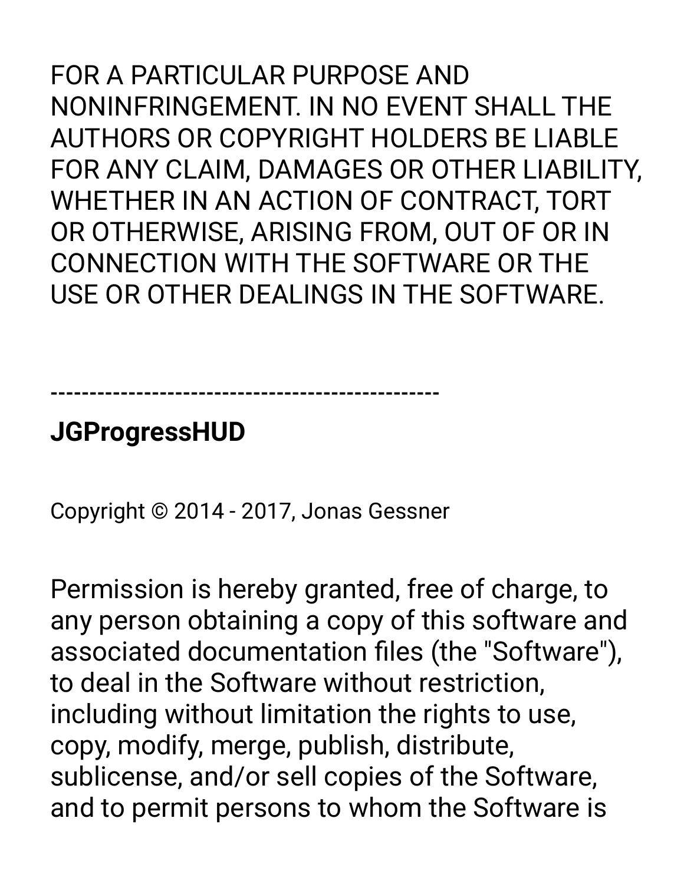FOR A PARTICULAR PURPOSE AND NONINFRINGEMENT. IN NO EVENT SHALL THE AUTHORS OR COPYRIGHT HOLDERS BE LIABLE FOR ANY CLAIM, DAMAGES OR OTHER LIABILITY, WHETHER IN AN ACTION OF CONTRACT, TORT OR OTHERWISE, ARISING FROM, OUT OF OR IN CONNECTION WITH THE SOFTWARE OR THE USE OR OTHER DEALINGS IN THE SOFTWARE.

\-------------------------------------------------

**JGProgressHUD**

Copyright © 2014 - 2017, Jonas Gessner

Permission is hereby granted, free of charge, to any person obtaining a copy of this software and associated documentation files (the "Software"), to deal in the Software without restriction, including without limitation the rights to use, copy, modify, merge, publish, distribute, sublicense, and/or sell copies of the Software, and to permit persons to whom the Software is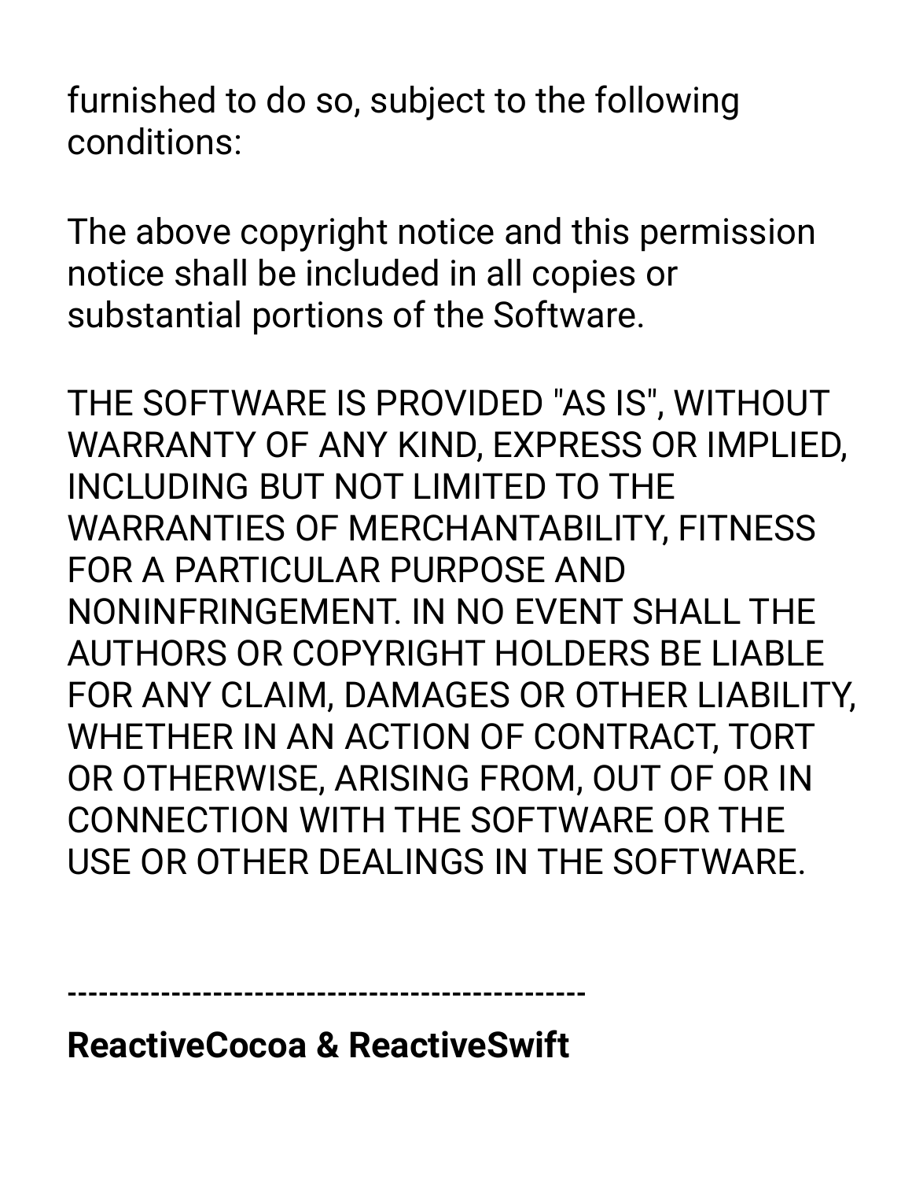furnished to do so, subject to the following conditions:

The above copyright notice and this permission notice shall be included in all copies or substantial portions of the Software.

THE SOFTWARE IS PROVIDED "AS IS", WITHOUT WARRANTY OF ANY KIND, EXPRESS OR IMPLIED, INCLUDING BUT NOT LIMITED TO THE WARRANTIES OF MERCHANTABILITY, FITNESS FOR A PARTICULAR PURPOSE AND NONINFRINGEMENT. IN NO EVENT SHALL THE AUTHORS OR COPYRIGHT HOLDERS BE LIABLE FOR ANY CLAIM, DAMAGES OR OTHER LIABILITY, WHETHER IN AN ACTION OF CONTRACT, TORT OR OTHERWISE, ARISING FROM, OUT OF OR IN CONNECTION WITH THE SOFTWARE OR THE USE OR OTHER DEALINGS IN THE SOFTWARE.

---------------------------------------------------

**ReactiveCocoa & ReactiveSwift**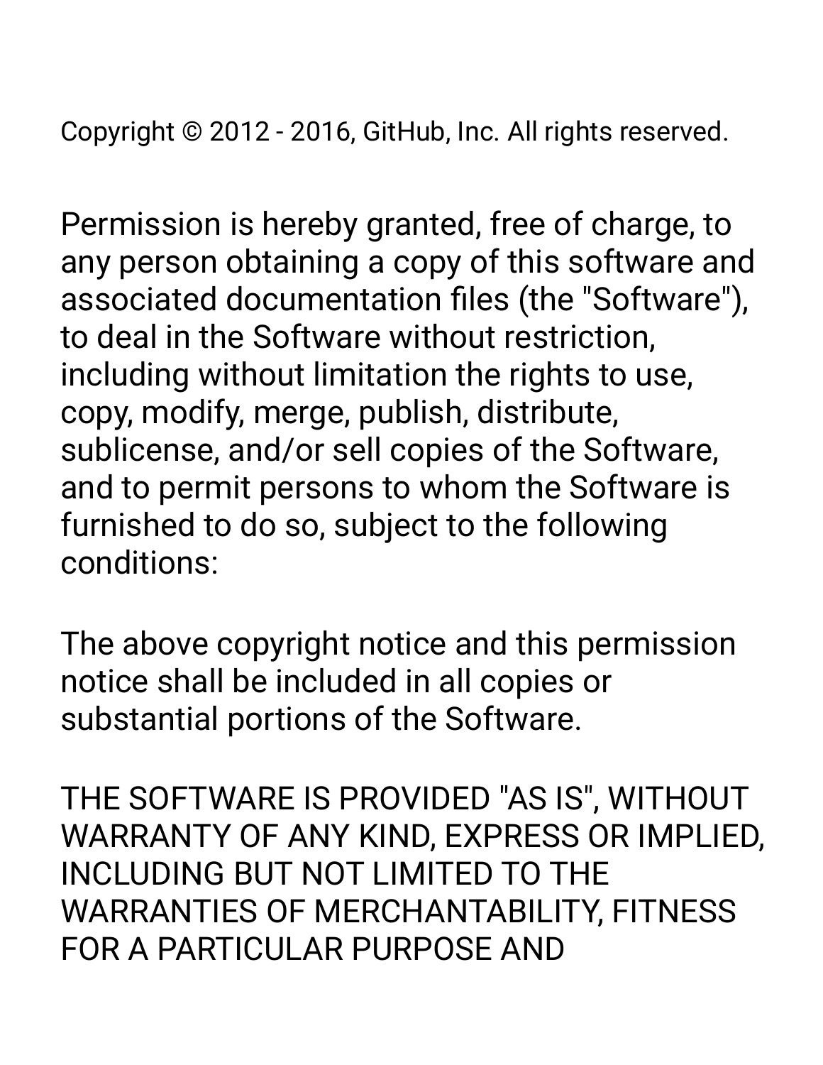Copyright © 2012 - 2016, GitHub, Inc. All rights reserved.

Permission is hereby granted, free of charge, to any person obtaining a copy of this software and associated documentation files (the "Software"), to deal in the Software without restriction, including without limitation the rights to use, copy, modify, merge, publish, distribute, sublicense, and/or sell copies of the Software, and to permit persons to whom the Software is furnished to do so, subject to the following conditions:

The above copyright notice and this permission notice shall be included in all copies or substantial portions of the Software.

THE SOFTWARE IS PROVIDED "AS IS", WITHOUT WARRANTY OF ANY KIND, EXPRESS OR IMPLIED, INCLUDING BUT NOT LIMITED TO THE WARRANTIES OF MERCHANTABILITY, FITNESS FOR A PARTICULAR PURPOSE AND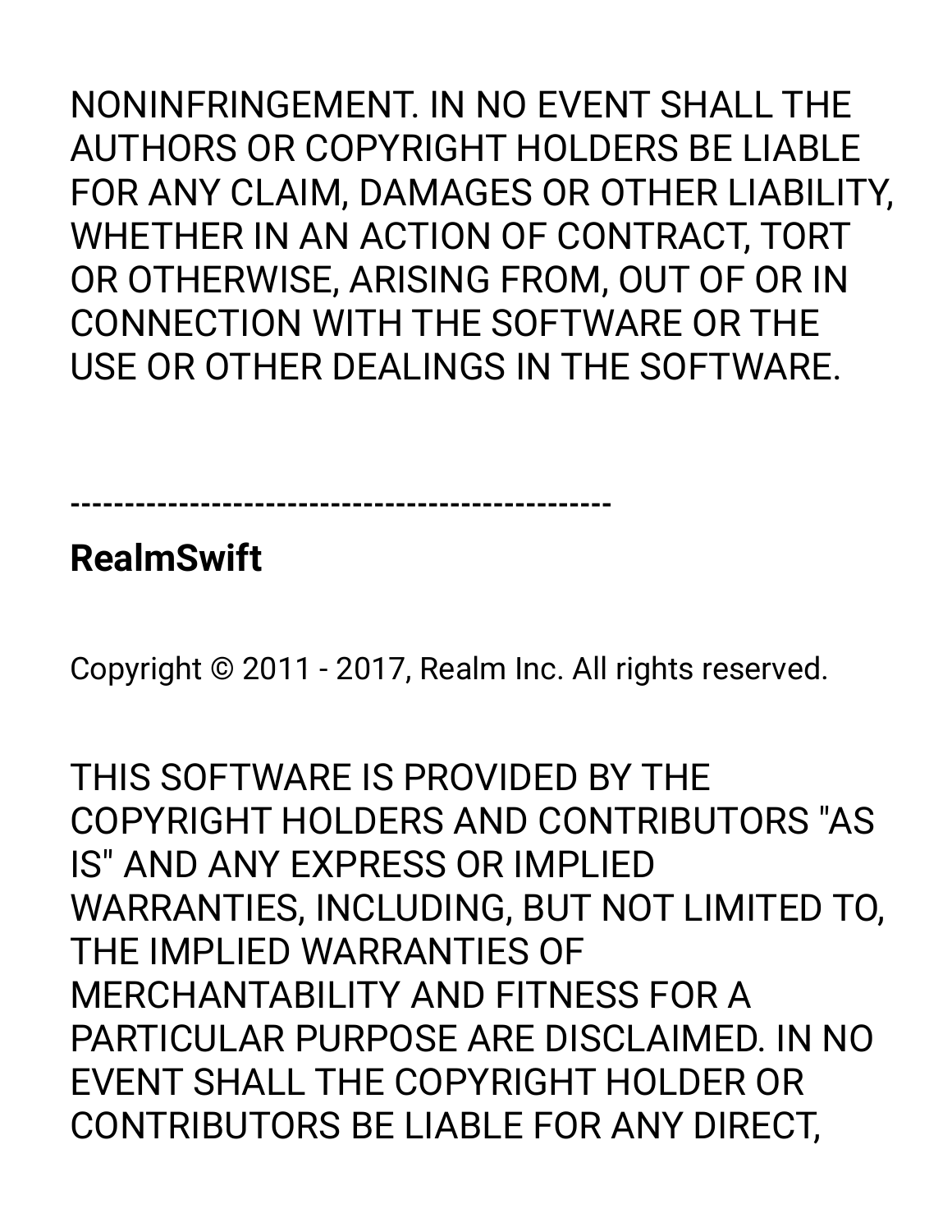NONINFRINGEMENT. IN NO EVENT SHALL THE AUTHORS OR COPYRIGHT HOLDERS BE LIABLE FOR ANY CLAIM, DAMAGES OR OTHER LIABILITY, WHETHER IN AN ACTION OF CONTRACT, TORT OR OTHERWISE, ARISING FROM, OUT OF OR IN CONNECTION WITH THE SOFTWARE OR THE USE OR OTHER DEALINGS IN THE SOFTWARE.

---------------------------------------------------

**RealmSwift**

Copyright © 2011 - 2017, Realm Inc. All rights reserved.

THIS SOFTWARE IS PROVIDED BY THE COPYRIGHT HOLDERS AND CONTRIBUTORS "AS IS" AND ANY EXPRESS OR IMPLIED WARRANTIES, INCLUDING, BUT NOT LIMITED TO, THE IMPLIED WARRANTIES OF MERCHANTABILITY AND FITNESS FOR A PARTICULAR PURPOSE ARE DISCLAIMED. IN NO EVENT SHALL THE COPYRIGHT HOLDER OR CONTRIBUTORS BE LIABLE FOR ANY DIRECT,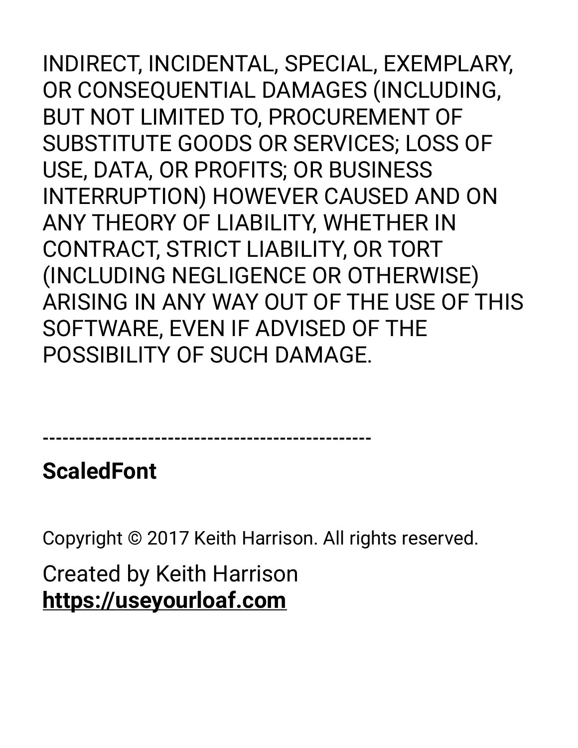INDIRECT, INCIDENTAL, SPECIAL, EXEMPLARY, OR CONSEQUENTIAL DAMAGES (INCLUDING, BUT NOT LIMITED TO, PROCUREMENT OF SUBSTITUTE GOODS OR SERVICES; LOSS OF USE, DATA, OR PROFITS; OR BUSINESS INTERRUPTION) HOWEVER CAUSED AND ON ANY THEORY OF LIABILITY, WHETHER IN CONTRACT, STRICT LIABILITY, OR TORT (INCLUDING NEGLIGENCE OR OTHERWISE) ARISING IN ANY WAY OUT OF THE USE OF THIS SOFTWARE, EVEN IF ADVISED OF THE POSSIBILITY OF SUCH DAMAGE.

--------------------------------------------------

**ScaledFont**

Copyright © 2017 Keith Harrison. All rights reserved.

Created by Keith Harrison
**https://useyourloaf.com**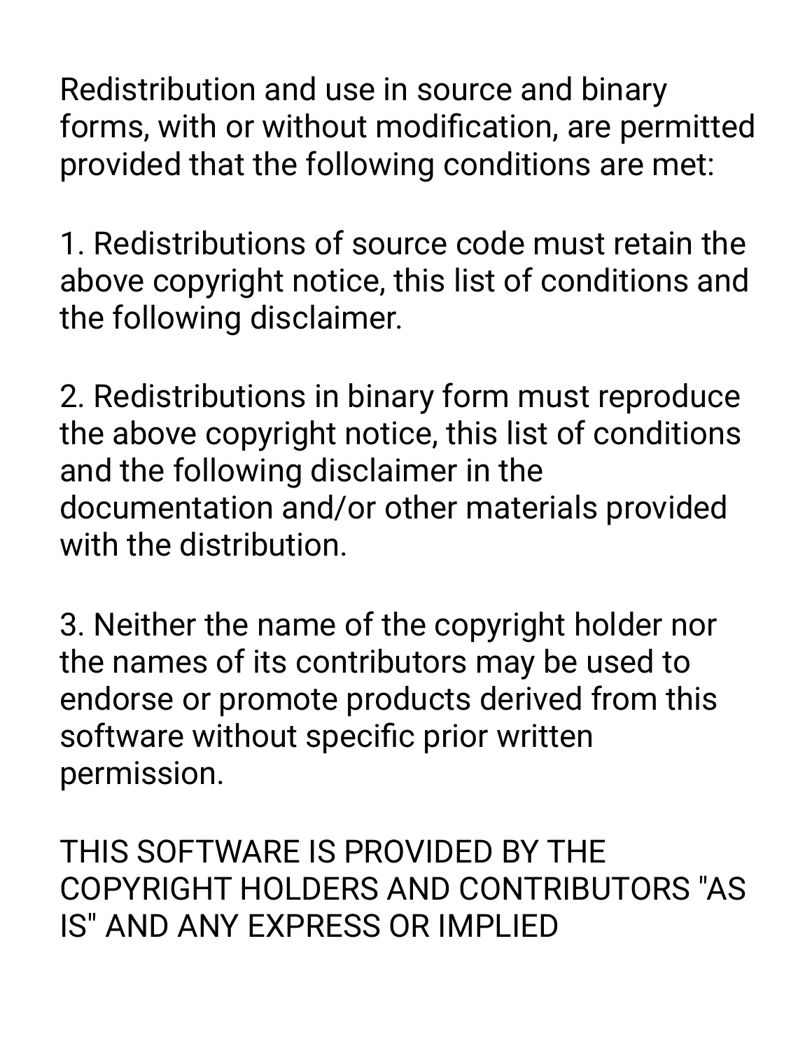Redistribution and use in source and binary forms, with or without modification, are permitted provided that the following conditions are met:

1. Redistributions of source code must retain the above copyright notice, this list of conditions and the following disclaimer.

2. Redistributions in binary form must reproduce the above copyright notice, this list of conditions and the following disclaimer in the documentation and/or other materials provided with the distribution.

3. Neither the name of the copyright holder nor the names of its contributors may be used to endorse or promote products derived from this software without specific prior written permission.

THIS SOFTWARE IS PROVIDED BY THE COPYRIGHT HOLDERS AND CONTRIBUTORS "AS IS" AND ANY EXPRESS OR IMPLIED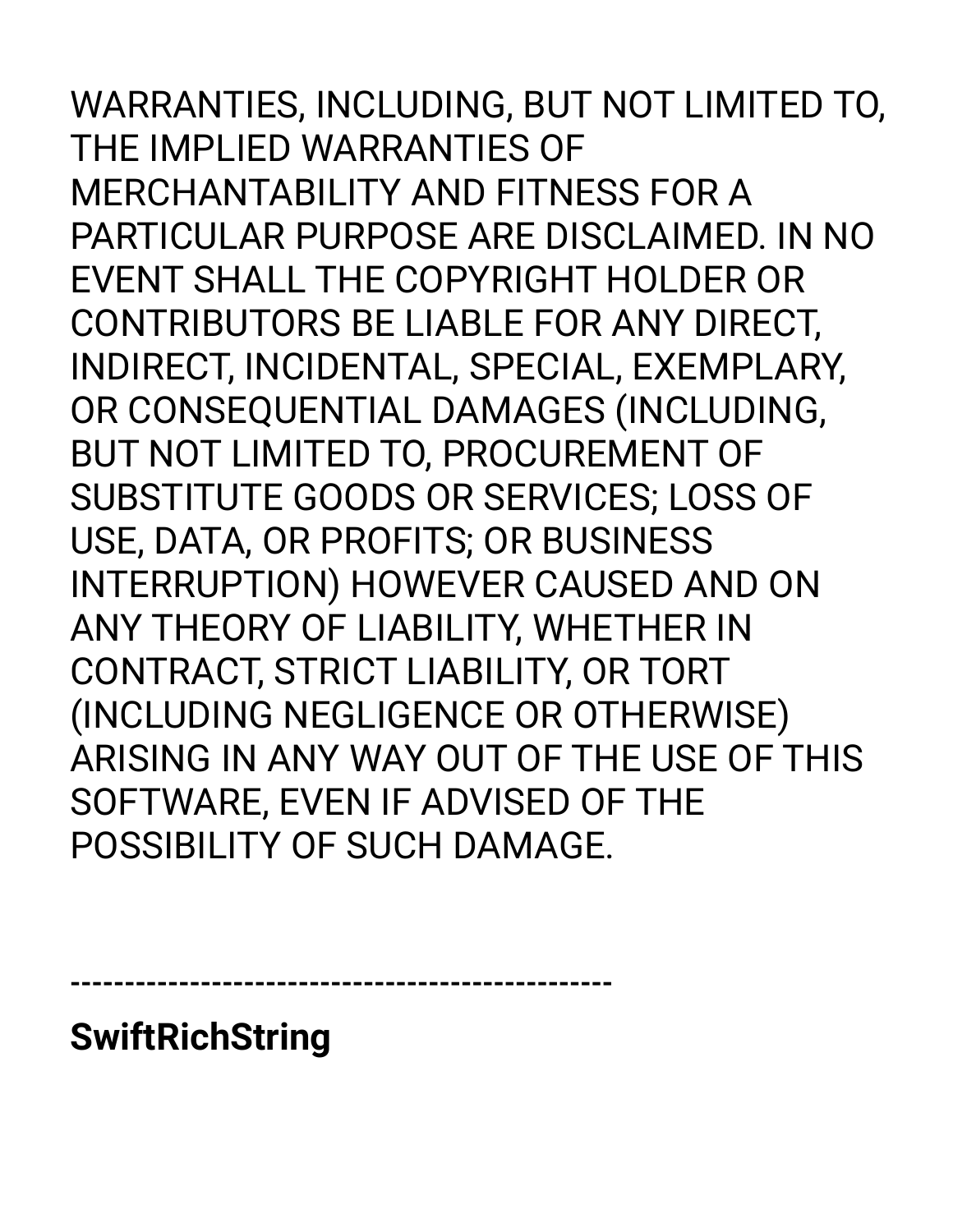WARRANTIES, INCLUDING, BUT NOT LIMITED TO, THE IMPLIED WARRANTIES OF MERCHANTABILITY AND FITNESS FOR A PARTICULAR PURPOSE ARE DISCLAIMED. IN NO EVENT SHALL THE COPYRIGHT HOLDER OR CONTRIBUTORS BE LIABLE FOR ANY DIRECT, INDIRECT, INCIDENTAL, SPECIAL, EXEMPLARY, OR CONSEQUENTIAL DAMAGES (INCLUDING, BUT NOT LIMITED TO, PROCUREMENT OF SUBSTITUTE GOODS OR SERVICES; LOSS OF USE, DATA, OR PROFITS; OR BUSINESS INTERRUPTION) HOWEVER CAUSED AND ON ANY THEORY OF LIABILITY, WHETHER IN CONTRACT, STRICT LIABILITY, OR TORT (INCLUDING NEGLIGENCE OR OTHERWISE) ARISING IN ANY WAY OUT OF THE USE OF THIS SOFTWARE, EVEN IF ADVISED OF THE POSSIBILITY OF SUCH DAMAGE.

---

**SwiftRichString**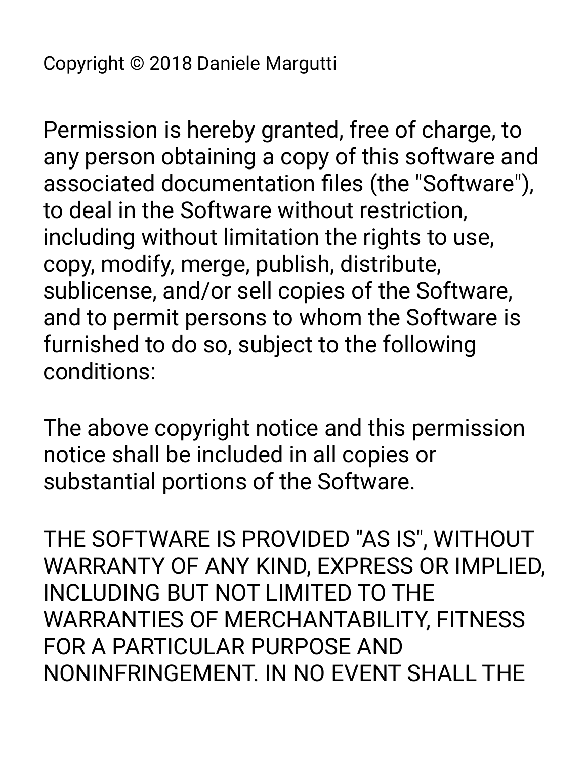Copyright © 2018 Daniele Margutti

Permission is hereby granted, free of charge, to any person obtaining a copy of this software and associated documentation files (the "Software"), to deal in the Software without restriction, including without limitation the rights to use, copy, modify, merge, publish, distribute, sublicense, and/or sell copies of the Software, and to permit persons to whom the Software is furnished to do so, subject to the following conditions:

The above copyright notice and this permission notice shall be included in all copies or substantial portions of the Software.

THE SOFTWARE IS PROVIDED "AS IS", WITHOUT WARRANTY OF ANY KIND, EXPRESS OR IMPLIED, INCLUDING BUT NOT LIMITED TO THE WARRANTIES OF MERCHANTABILITY, FITNESS FOR A PARTICULAR PURPOSE AND NONINFRINGEMENT. IN NO EVENT SHALL THE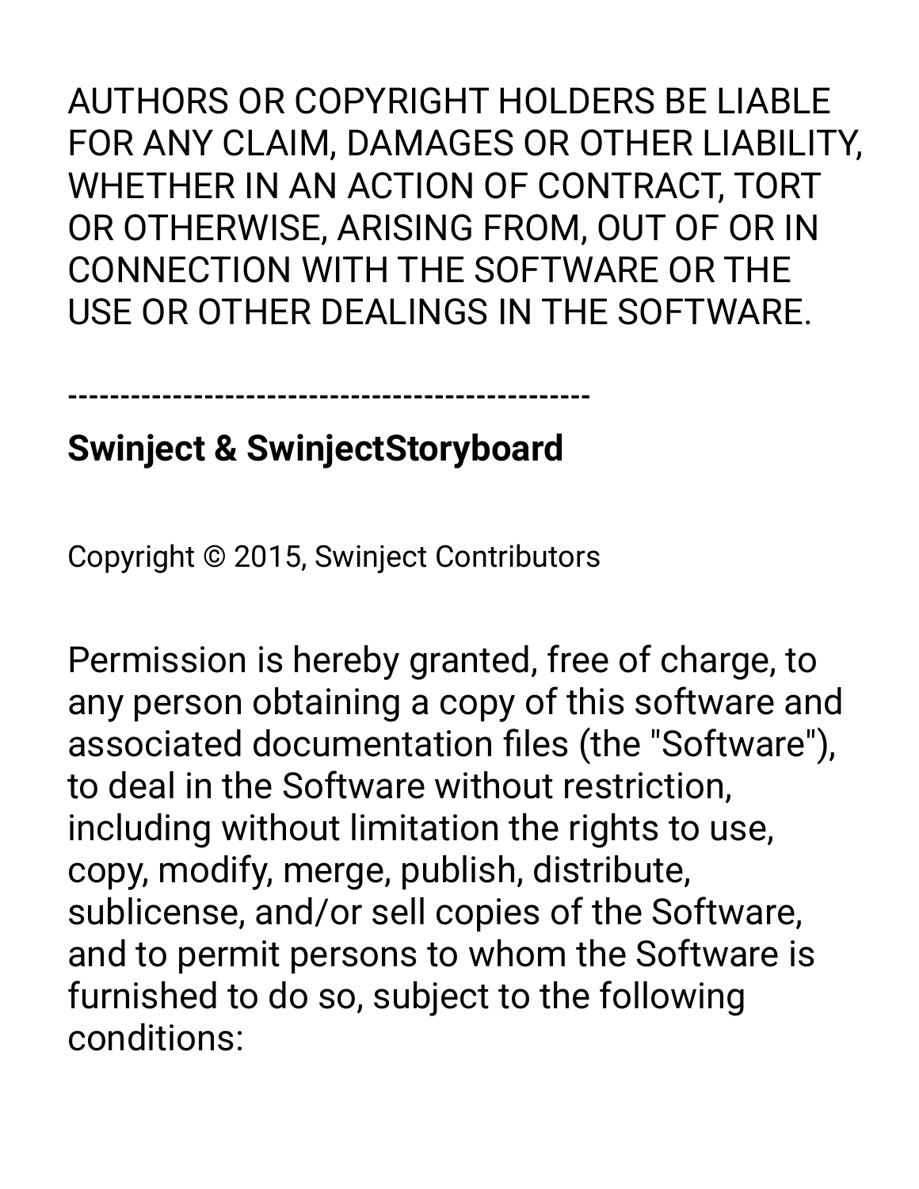AUTHORS OR COPYRIGHT HOLDERS BE LIABLE FOR ANY CLAIM, DAMAGES OR OTHER LIABILITY, WHETHER IN AN ACTION OF CONTRACT, TORT OR OTHERWISE, ARISING FROM, OUT OF OR IN CONNECTION WITH THE SOFTWARE OR THE USE OR OTHER DEALINGS IN THE SOFTWARE.

--------------------------------------------------

**Swinject & SwinjectStoryboard**

Copyright © 2015, Swinject Contributors

Permission is hereby granted, free of charge, to any person obtaining a copy of this software and associated documentation files (the "Software"), to deal in the Software without restriction, including without limitation the rights to use, copy, modify, merge, publish, distribute, sublicense, and/or sell copies of the Software, and to permit persons to whom the Software is furnished to do so, subject to the following conditions: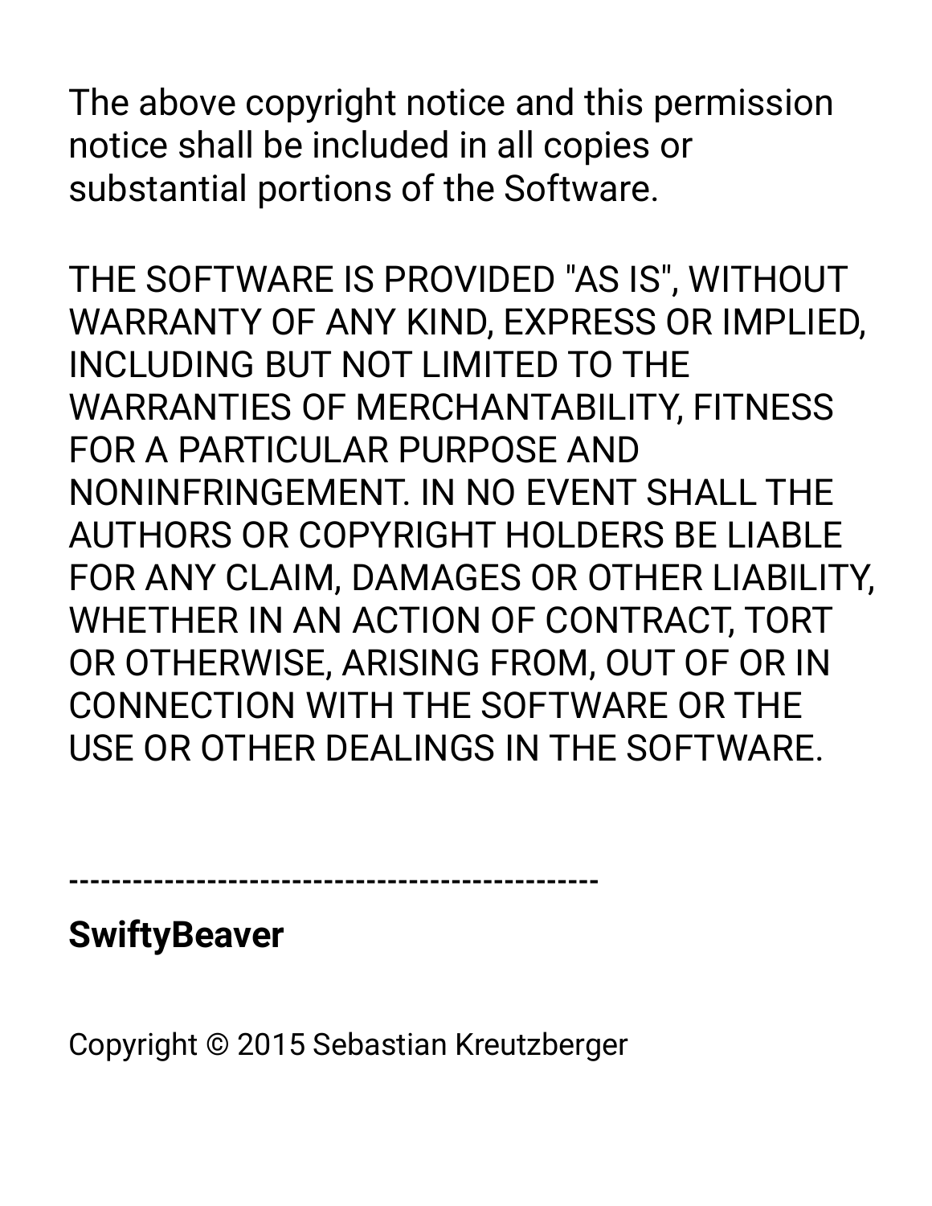The above copyright notice and this permission notice shall be included in all copies or substantial portions of the Software.

THE SOFTWARE IS PROVIDED "AS IS", WITHOUT WARRANTY OF ANY KIND, EXPRESS OR IMPLIED, INCLUDING BUT NOT LIMITED TO THE WARRANTIES OF MERCHANTABILITY, FITNESS FOR A PARTICULAR PURPOSE AND NONINFRINGEMENT. IN NO EVENT SHALL THE AUTHORS OR COPYRIGHT HOLDERS BE LIABLE FOR ANY CLAIM, DAMAGES OR OTHER LIABILITY, WHETHER IN AN ACTION OF CONTRACT, TORT OR OTHERWISE, ARISING FROM, OUT OF OR IN CONNECTION WITH THE SOFTWARE OR THE USE OR OTHER DEALINGS IN THE SOFTWARE.

---

**SwiftyBeaver**

Copyright © 2015 Sebastian Kreutzberger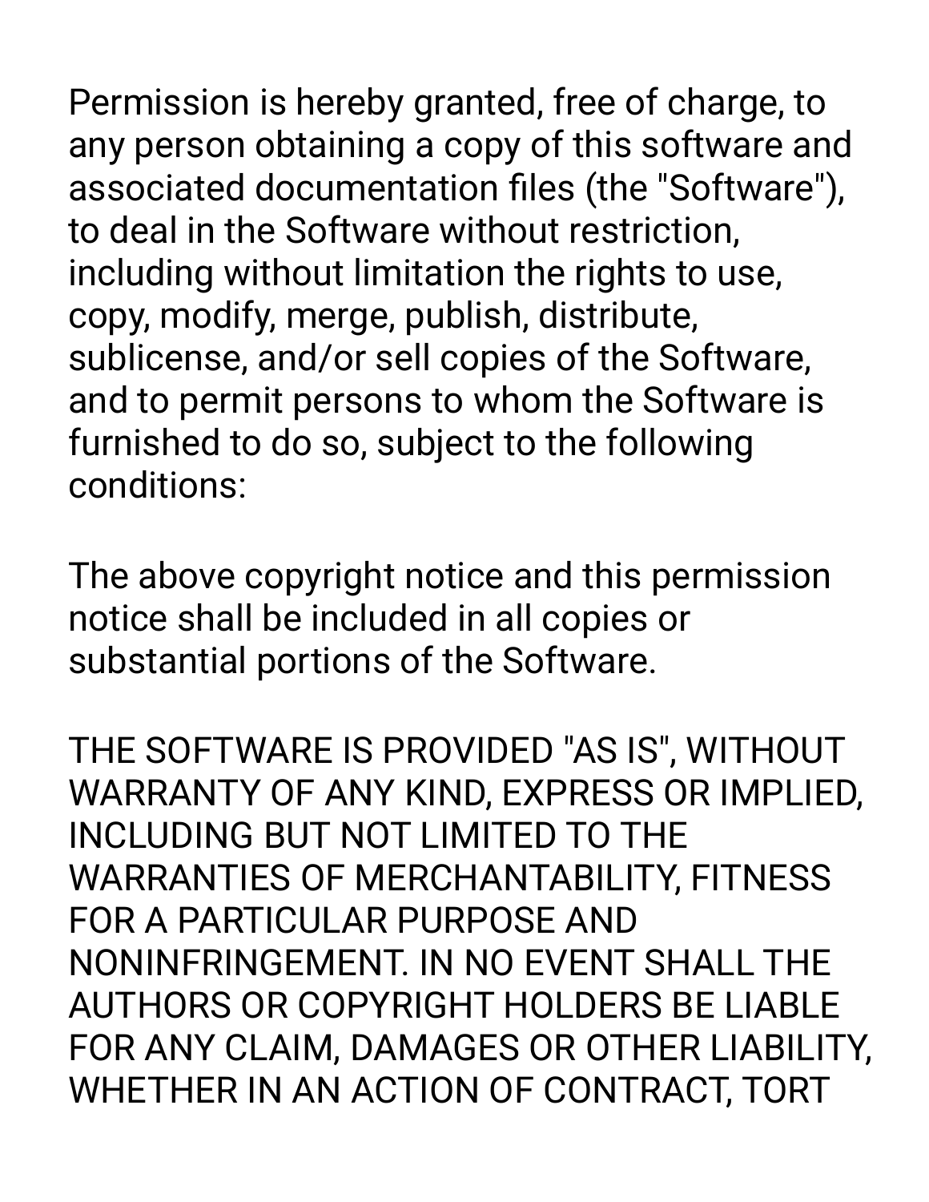Permission is hereby granted, free of charge, to any person obtaining a copy of this software and associated documentation files (the "Software"), to deal in the Software without restriction, including without limitation the rights to use, copy, modify, merge, publish, distribute, sublicense, and/or sell copies of the Software, and to permit persons to whom the Software is furnished to do so, subject to the following conditions:

The above copyright notice and this permission notice shall be included in all copies or substantial portions of the Software.

THE SOFTWARE IS PROVIDED "AS IS", WITHOUT WARRANTY OF ANY KIND, EXPRESS OR IMPLIED, INCLUDING BUT NOT LIMITED TO THE WARRANTIES OF MERCHANTABILITY, FITNESS FOR A PARTICULAR PURPOSE AND NONINFRINGEMENT. IN NO EVENT SHALL THE AUTHORS OR COPYRIGHT HOLDERS BE LIABLE FOR ANY CLAIM, DAMAGES OR OTHER LIABILITY, WHETHER IN AN ACTION OF CONTRACT, TORT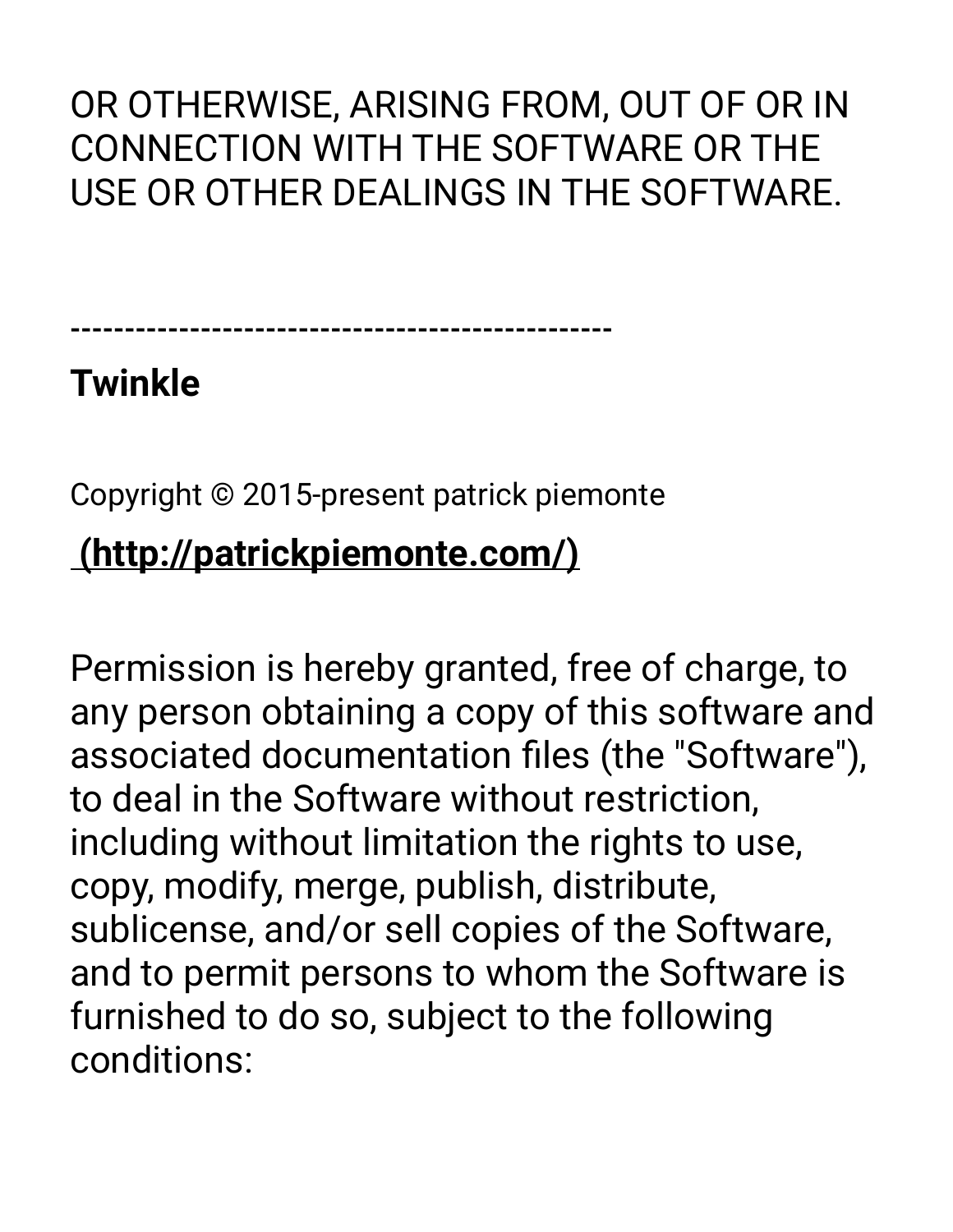OR OTHERWISE, ARISING FROM, OUT OF OR IN CONNECTION WITH THE SOFTWARE OR THE USE OR OTHER DEALINGS IN THE SOFTWARE.

---

**Twinkle**

Copyright © 2015-present patrick piemonte

**(http://patrickpiemonte.com/)**

Permission is hereby granted, free of charge, to any person obtaining a copy of this software and associated documentation files (the "Software"), to deal in the Software without restriction, including without limitation the rights to use, copy, modify, merge, publish, distribute, sublicense, and/or sell copies of the Software, and to permit persons to whom the Software is furnished to do so, subject to the following conditions: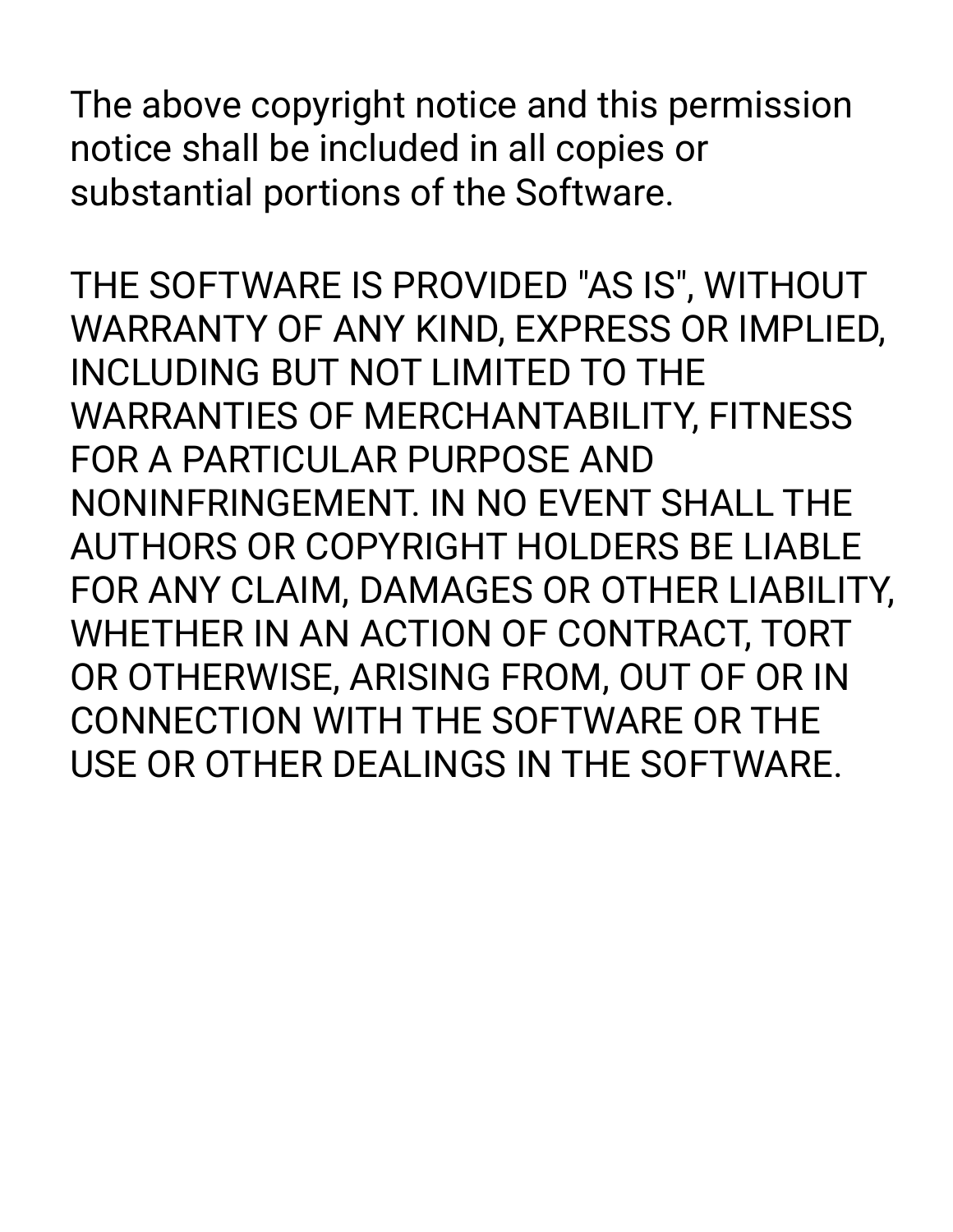The above copyright notice and this permission notice shall be included in all copies or substantial portions of the Software.

THE SOFTWARE IS PROVIDED "AS IS", WITHOUT WARRANTY OF ANY KIND, EXPRESS OR IMPLIED, INCLUDING BUT NOT LIMITED TO THE WARRANTIES OF MERCHANTABILITY, FITNESS FOR A PARTICULAR PURPOSE AND NONINFRINGEMENT. IN NO EVENT SHALL THE AUTHORS OR COPYRIGHT HOLDERS BE LIABLE FOR ANY CLAIM, DAMAGES OR OTHER LIABILITY, WHETHER IN AN ACTION OF CONTRACT, TORT OR OTHERWISE, ARISING FROM, OUT OF OR IN CONNECTION WITH THE SOFTWARE OR THE USE OR OTHER DEALINGS IN THE SOFTWARE.